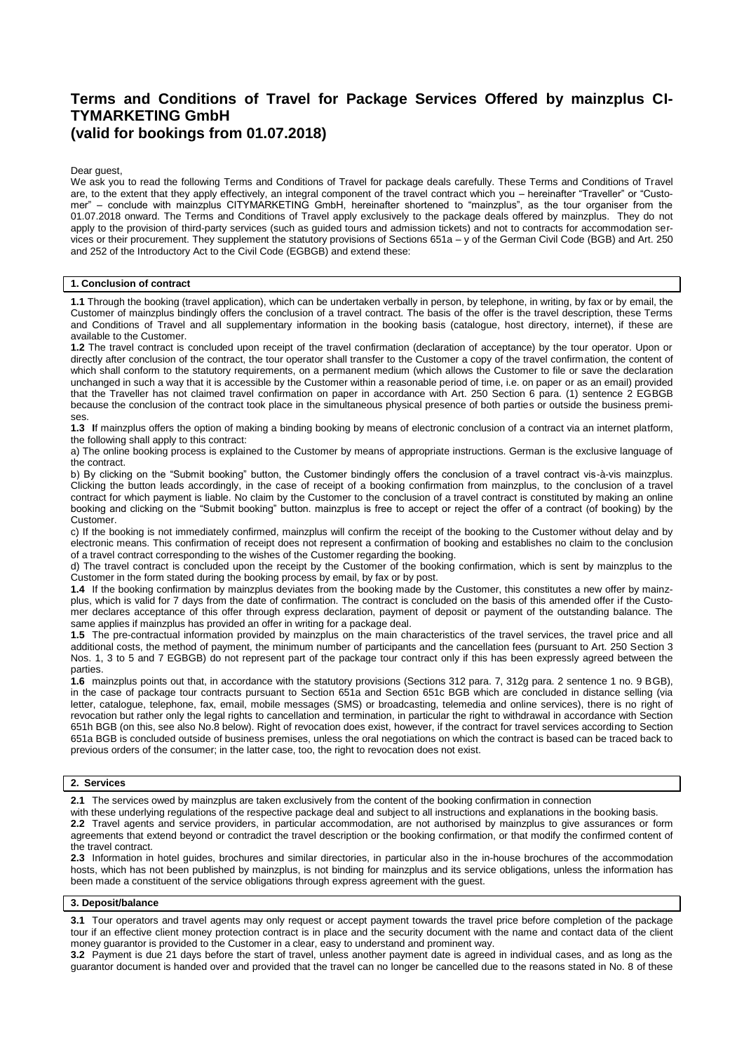# Terms and Conditions of Travel for Package Services Offered by mainzplus CITYMARKETING GmbH (valid for bookings from 01.07.2018)

Dear guest,

We ask you to read the following Terms and Conditions of Travel for package deals carefully. These Terms and Conditions of Travel are, to the extent that they apply effectively, an integral component of the travel contract which you – hereinafter "Traveller" or "Customer" – conclude with mainzplus CITYMARKETING GmbH, hereinafter shortened to "mainzplus", as the tour organiser from the 01.07.2018 onward. The Terms and Conditions of Travel apply exclusively to the package deals offered by mainzplus. They do not apply to the provision of third-party services (such as guided tours and admission tickets) and not to contracts for accommodation services or their procurement. They supplement the statutory provisions of Sections 651a – y of the German Civil Code (BGB) and Art. 250 and 252 of the Introductory Act to the Civil Code (EGBGB) and extend these:

## 1. Conclusion of contract

**1.1** Through the booking (travel application), which can be undertaken verbally in person, by telephone, in writing, by fax or by email, the Customer of mainzplus bindingly offers the conclusion of a travel contract. The basis of the offer is the travel description, these Terms and Conditions of Travel and all supplementary information in the booking basis (catalogue, host directory, internet), if these are available to the Customer.

**1.2** The travel contract is concluded upon receipt of the travel confirmation (declaration of acceptance) by the tour operator. Upon or directly after conclusion of the contract, the tour operator shall transfer to the Customer a copy of the travel confirmation, the content of which shall conform to the statutory requirements, on a permanent medium (which allows the Customer to file or save the declaration unchanged in such a way that it is accessible by the Customer within a reasonable period of time, i.e. on paper or as an email) provided that the Traveller has not claimed travel confirmation on paper in accordance with Art. 250 Section 6 para. (1) sentence 2 EGBGB because the conclusion of the contract took place in the simultaneous physical presence of both parties or outside the business premises.

**1.3** **I**f mainzplus offers the option of making a binding booking by means of electronic conclusion of a contract via an internet platform, the following shall apply to this contract:

a) The online booking process is explained to the Customer by means of appropriate instructions. German is the exclusive language of the contract.

b) By clicking on the "Submit booking" button, the Customer bindingly offers the conclusion of a travel contract vis-à-vis mainzplus. Clicking the button leads accordingly, in the case of receipt of a booking confirmation from mainzplus, to the conclusion of a travel contract for which payment is liable. No claim by the Customer to the conclusion of a travel contract is constituted by making an online booking and clicking on the "Submit booking" button. mainzplus is free to accept or reject the offer of a contract (of booking) by the Customer.

c) If the booking is not immediately confirmed, mainzplus will confirm the receipt of the booking to the Customer without delay and by electronic means. This confirmation of receipt does not represent a confirmation of booking and establishes no claim to the conclusion of a travel contract corresponding to the wishes of the Customer regarding the booking.

d) The travel contract is concluded upon the receipt by the Customer of the booking confirmation, which is sent by mainzplus to the Customer in the form stated during the booking process by email, by fax or by post.

**1.4** If the booking confirmation by mainzplus deviates from the booking made by the Customer, this constitutes a new offer by mainzplus, which is valid for 7 days from the date of confirmation. The contract is concluded on the basis of this amended offer if the Customer declares acceptance of this offer through express declaration, payment of deposit or payment of the outstanding balance. The same applies if mainzplus has provided an offer in writing for a package deal.

**1.5** The pre-contractual information provided by mainzplus on the main characteristics of the travel services, the travel price and all additional costs, the method of payment, the minimum number of participants and the cancellation fees (pursuant to Art. 250 Section 3 Nos. 1, 3 to 5 and 7 EGBGB) do not represent part of the package tour contract only if this has been expressly agreed between the parties.

**1.6** mainzplus points out that, in accordance with the statutory provisions (Sections 312 para. 7, 312g para. 2 sentence 1 no. 9 BGB), in the case of package tour contracts pursuant to Section 651a and Section 651c BGB which are concluded in distance selling (via letter, catalogue, telephone, fax, email, mobile messages (SMS) or broadcasting, telemedia and online services), there is no right of revocation but rather only the legal rights to cancellation and termination, in particular the right to withdrawal in accordance with Section 651h BGB (on this, see also No.8 below). Right of revocation does exist, however, if the contract for travel services according to Section 651a BGB is concluded outside of business premises, unless the oral negotiations on which the contract is based can be traced back to previous orders of the consumer; in the latter case, too, the right to revocation does not exist.

## 2. Services

**2.1** The services owed by mainzplus are taken exclusively from the content of the booking confirmation in connection with these underlying regulations of the respective package deal and subject to all instructions and explanations in the booking basis.

**2.2** Travel agents and service providers, in particular accommodation, are not authorised by mainzplus to give assurances or form agreements that extend beyond or contradict the travel description or the booking confirmation, or that modify the confirmed content of the travel contract.

**2.3** Information in hotel guides, brochures and similar directories, in particular also in the in-house brochures of the accommodation hosts, which has not been published by mainzplus, is not binding for mainzplus and its service obligations, unless the information has been made a constituent of the service obligations through express agreement with the guest.

## 3. Deposit/balance

**3.1** Tour operators and travel agents may only request or accept payment towards the travel price before completion of the package tour if an effective client money protection contract is in place and the security document with the name and contact data of the client money guarantor is provided to the Customer in a clear, easy to understand and prominent way.

**3.2** Payment is due 21 days before the start of travel, unless another payment date is agreed in individual cases, and as long as the guarantor document is handed over and provided that the travel can no longer be cancelled due to the reasons stated in No. 8 of these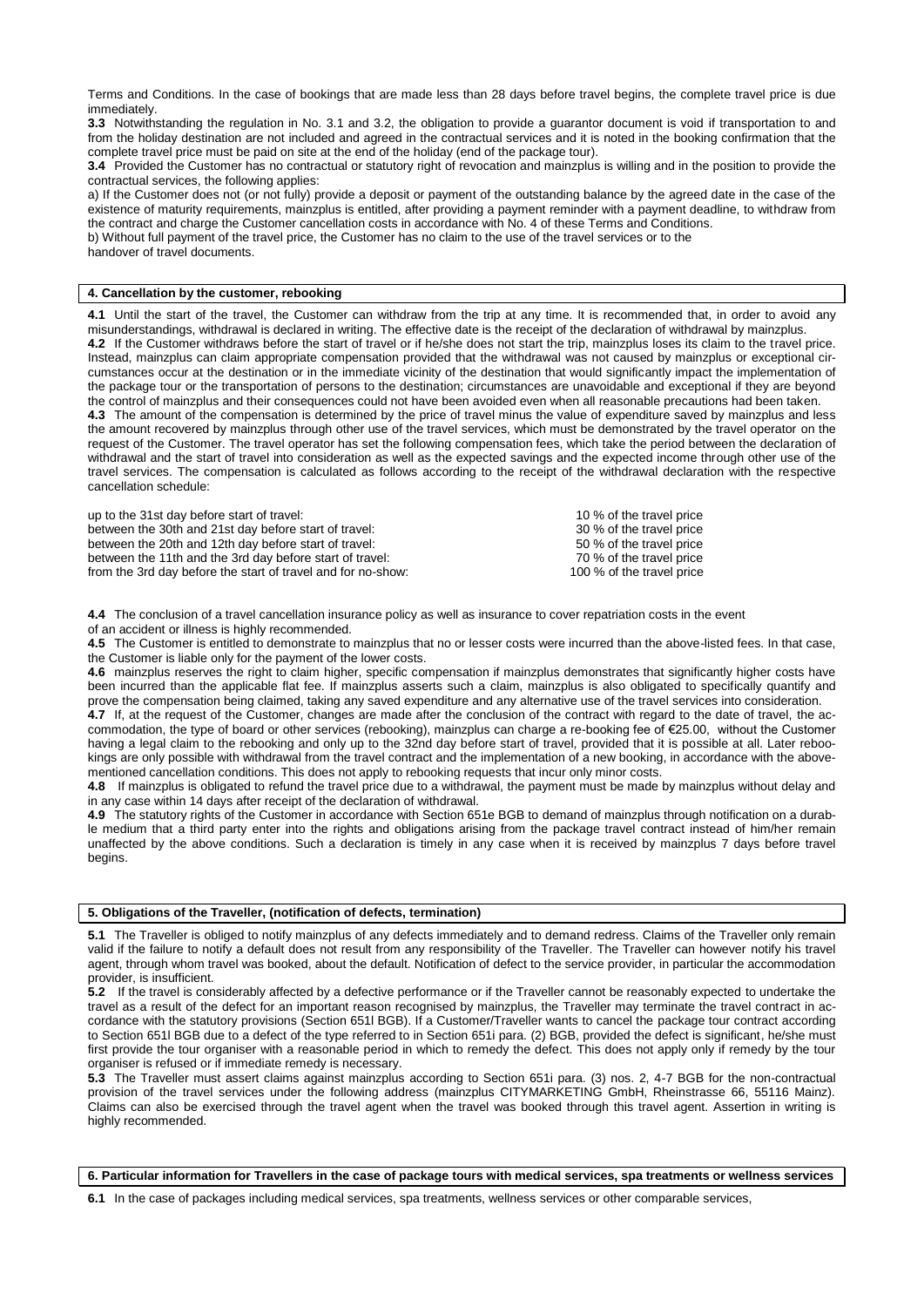Terms and Conditions. In the case of bookings that are made less than 28 days before travel begins, the complete travel price is due immediately.

**3.3** Notwithstanding the regulation in No. 3.1 and 3.2, the obligation to provide a guarantor document is void if transportation to and from the holiday destination are not included and agreed in the contractual services and it is noted in the booking confirmation that the complete travel price must be paid on site at the end of the holiday (end of the package tour).

**3.4** Provided the Customer has no contractual or statutory right of revocation and mainzplus is willing and in the position to provide the contractual services, the following applies:

a) If the Customer does not (or not fully) provide a deposit or payment of the outstanding balance by the agreed date in the case of the existence of maturity requirements, mainzplus is entitled, after providing a payment reminder with a payment deadline, to withdraw from the contract and charge the Customer cancellation costs in accordance with No. 4 of these Terms and Conditions.

b) Without full payment of the travel price, the Customer has no claim to the use of the travel services or to the handover of travel documents.

## 4. Cancellation by the customer, rebooking

**4.1** Until the start of the travel, the Customer can withdraw from the trip at any time. It is recommended that, in order to avoid any misunderstandings, withdrawal is declared in writing. The effective date is the receipt of the declaration of withdrawal by mainzplus.

**4.2** If the Customer withdraws before the start of travel or if he/she does not start the trip, mainzplus loses its claim to the travel price. Instead, mainzplus can claim appropriate compensation provided that the withdrawal was not caused by mainzplus or exceptional circumstances occur at the destination or in the immediate vicinity of the destination that would significantly impact the implementation of the package tour or the transportation of persons to the destination; circumstances are unavoidable and exceptional if they are beyond the control of mainzplus and their consequences could not have been avoided even when all reasonable precautions had been taken.

**4.3** The amount of the compensation is determined by the price of travel minus the value of expenditure saved by mainzplus and less the amount recovered by mainzplus through other use of the travel services, which must be demonstrated by the travel operator on the request of the Customer. The travel operator has set the following compensation fees, which take the period between the declaration of withdrawal and the start of travel into consideration as well as the expected savings and the expected income through other use of the travel services. The compensation is calculated as follows according to the receipt of the withdrawal declaration with the respective cancellation schedule:

| | |
|---|---|
| up to the 31st day before start of travel: | 10 % of the travel price |
| between the 30th and 21st day before start of travel: | 30 % of the travel price |
| between the 20th and 12th day before start of travel: | 50 % of the travel price |
| between the 11th and the 3rd day before start of travel: | 70 % of the travel price |
| from the 3rd day before the start of travel and for no-show: | 100 % of the travel price |

**4.4** The conclusion of a travel cancellation insurance policy as well as insurance to cover repatriation costs in the event of an accident or illness is highly recommended.

**4.5** The Customer is entitled to demonstrate to mainzplus that no or lesser costs were incurred than the above-listed fees. In that case, the Customer is liable only for the payment of the lower costs.

**4.6** mainzplus reserves the right to claim higher, specific compensation if mainzplus demonstrates that significantly higher costs have been incurred than the applicable flat fee. If mainzplus asserts such a claim, mainzplus is also obligated to specifically quantify and prove the compensation being claimed, taking any saved expenditure and any alternative use of the travel services into consideration.

**4.7** If, at the request of the Customer, changes are made after the conclusion of the contract with regard to the date of travel, the accommodation, the type of board or other services (rebooking), mainzplus can charge a re-booking fee of €25.00, without the Customer having a legal claim to the rebooking and only up to the 32nd day before start of travel, provided that it is possible at all. Later rebookings are only possible with withdrawal from the travel contract and the implementation of a new booking, in accordance with the above-mentioned cancellation conditions. This does not apply to rebooking requests that incur only minor costs.

**4.8** If mainzplus is obligated to refund the travel price due to a withdrawal, the payment must be made by mainzplus without delay and in any case within 14 days after receipt of the declaration of withdrawal.

**4.9** The statutory rights of the Customer in accordance with Section 651e BGB to demand of mainzplus through notification on a durable medium that a third party enter into the rights and obligations arising from the package travel contract instead of him/her remain unaffected by the above conditions. Such a declaration is timely in any case when it is received by mainzplus 7 days before travel begins.

## 5. Obligations of the Traveller, (notification of defects, termination)

**5.1** The Traveller is obliged to notify mainzplus of any defects immediately and to demand redress. Claims of the Traveller only remain valid if the failure to notify a default does not result from any responsibility of the Traveller. The Traveller can however notify his travel agent, through whom travel was booked, about the default. Notification of defect to the service provider, in particular the accommodation provider, is insufficient.

**5.2** If the travel is considerably affected by a defective performance or if the Traveller cannot be reasonably expected to undertake the travel as a result of the defect for an important reason recognised by mainzplus, the Traveller may terminate the travel contract in accordance with the statutory provisions (Section 651l BGB). If a Customer/Traveller wants to cancel the package tour contract according to Section 651l BGB due to a defect of the type referred to in Section 651i para. (2) BGB, provided the defect is significant, he/she must first provide the tour organiser with a reasonable period in which to remedy the defect. This does not apply only if remedy by the tour organiser is refused or if immediate remedy is necessary.

**5.3** The Traveller must assert claims against mainzplus according to Section 651i para. (3) nos. 2, 4-7 BGB for the non-contractual provision of the travel services under the following address (mainzplus CITYMARKETING GmbH, Rheinstrasse 66, 55116 Mainz). Claims can also be exercised through the travel agent when the travel was booked through this travel agent. Assertion in writing is highly recommended.

## 6. Particular information for Travellers in the case of package tours with medical services, spa treatments or wellness services

**6.1** In the case of packages including medical services, spa treatments, wellness services or other comparable services,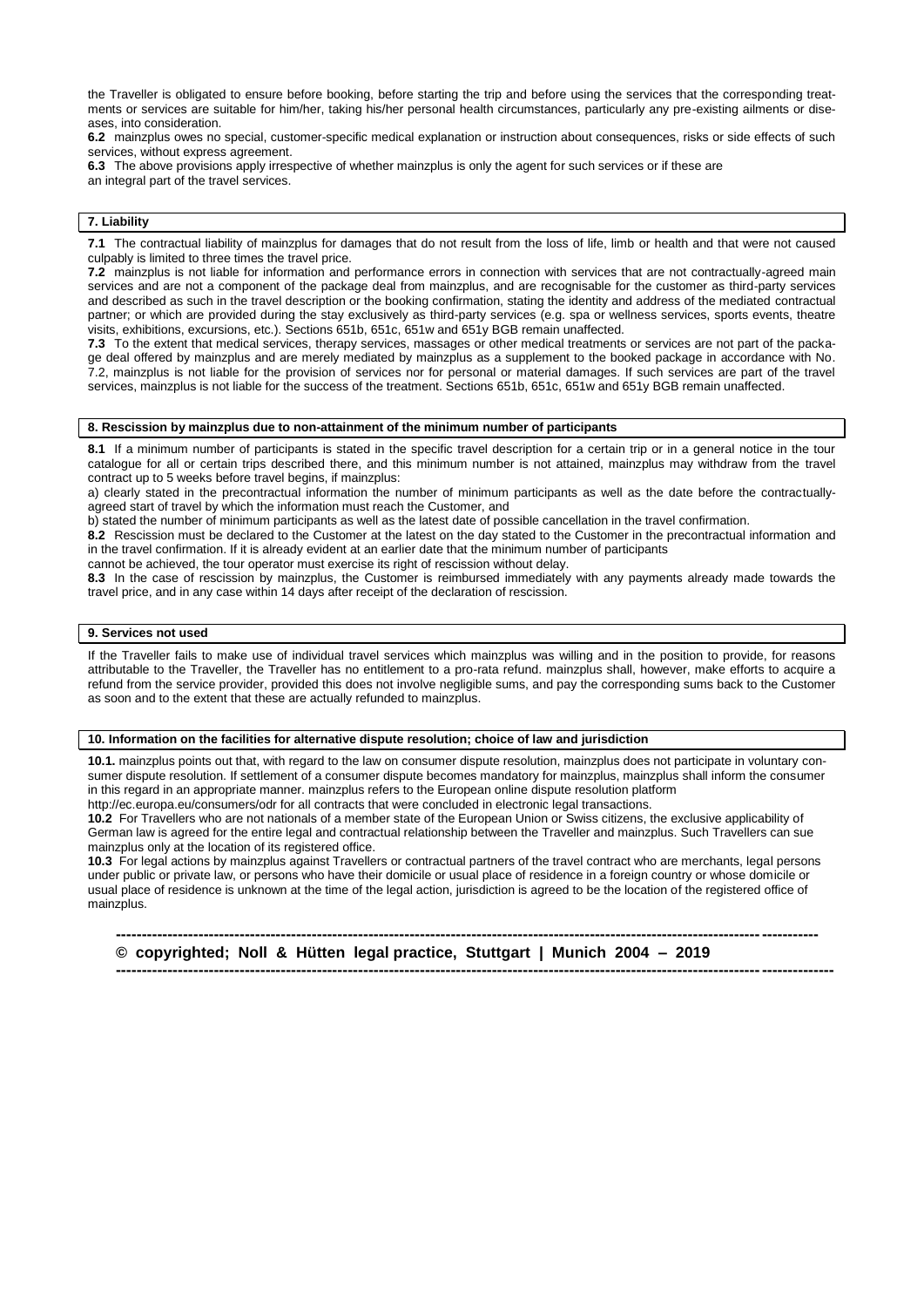the Traveller is obligated to ensure before booking, before starting the trip and before using the services that the corresponding treatments or services are suitable for him/her, taking his/her personal health circumstances, particularly any pre-existing ailments or diseases, into consideration.

**6.2** mainzplus owes no special, customer-specific medical explanation or instruction about consequences, risks or side effects of such services, without express agreement.

**6.3** The above provisions apply irrespective of whether mainzplus is only the agent for such services or if these are an integral part of the travel services.

## 7. Liability

**7.1** The contractual liability of mainzplus for damages that do not result from the loss of life, limb or health and that were not caused culpably is limited to three times the travel price.

**7.2** mainzplus is not liable for information and performance errors in connection with services that are not contractually-agreed main services and are not a component of the package deal from mainzplus, and are recognisable for the customer as third-party services and described as such in the travel description or the booking confirmation, stating the identity and address of the mediated contractual partner; or which are provided during the stay exclusively as third-party services (e.g. spa or wellness services, sports events, theatre visits, exhibitions, excursions, etc.). Sections 651b, 651c, 651w and 651y BGB remain unaffected.

**7.3** To the extent that medical services, therapy services, massages or other medical treatments or services are not part of the package deal offered by mainzplus and are merely mediated by mainzplus as a supplement to the booked package in accordance with No. 7.2, mainzplus is not liable for the provision of services nor for personal or material damages. If such services are part of the travel services, mainzplus is not liable for the success of the treatment. Sections 651b, 651c, 651w and 651y BGB remain unaffected.

## 8. Rescission by mainzplus due to non-attainment of the minimum number of participants

**8.1** If a minimum number of participants is stated in the specific travel description for a certain trip or in a general notice in the tour catalogue for all or certain trips described there, and this minimum number is not attained, mainzplus may withdraw from the travel contract up to 5 weeks before travel begins, if mainzplus:

a) clearly stated in the precontractual information the number of minimum participants as well as the date before the contractually-agreed start of travel by which the information must reach the Customer, and

b) stated the number of minimum participants as well as the latest date of possible cancellation in the travel confirmation.

**8.2** Rescission must be declared to the Customer at the latest on the day stated to the Customer in the precontractual information and in the travel confirmation. If it is already evident at an earlier date that the minimum number of participants cannot be achieved, the tour operator must exercise its right of rescission without delay.

**8.3** In the case of rescission by mainzplus, the Customer is reimbursed immediately with any payments already made towards the travel price, and in any case within 14 days after receipt of the declaration of rescission.

## 9. Services not used

If the Traveller fails to make use of individual travel services which mainzplus was willing and in the position to provide, for reasons attributable to the Traveller, the Traveller has no entitlement to a pro-rata refund. mainzplus shall, however, make efforts to acquire a refund from the service provider, provided this does not involve negligible sums, and pay the corresponding sums back to the Customer as soon and to the extent that these are actually refunded to mainzplus.

## 10. Information on the facilities for alternative dispute resolution; choice of law and jurisdiction

**10.1.** mainzplus points out that, with regard to the law on consumer dispute resolution, mainzplus does not participate in voluntary consumer dispute resolution. If settlement of a consumer dispute becomes mandatory for mainzplus, mainzplus shall inform the consumer in this regard in an appropriate manner. mainzplus refers to the European online dispute resolution platform http://ec.europa.eu/consumers/odr for all contracts that were concluded in electronic legal transactions.

**10.2** For Travellers who are not nationals of a member state of the European Union or Swiss citizens, the exclusive applicability of German law is agreed for the entire legal and contractual relationship between the Traveller and mainzplus. Such Travellers can sue mainzplus only at the location of its registered office.

**10.3** For legal actions by mainzplus against Travellers or contractual partners of the travel contract who are merchants, legal persons under public or private law, or persons who have their domicile or usual place of residence in a foreign country or whose domicile or usual place of residence is unknown at the time of the legal action, jurisdiction is agreed to be the location of the registered office of mainzplus.

---

**© copyrighted; Noll & Hütten legal practice, Stuttgart | Munich 2004 – 2019**

---